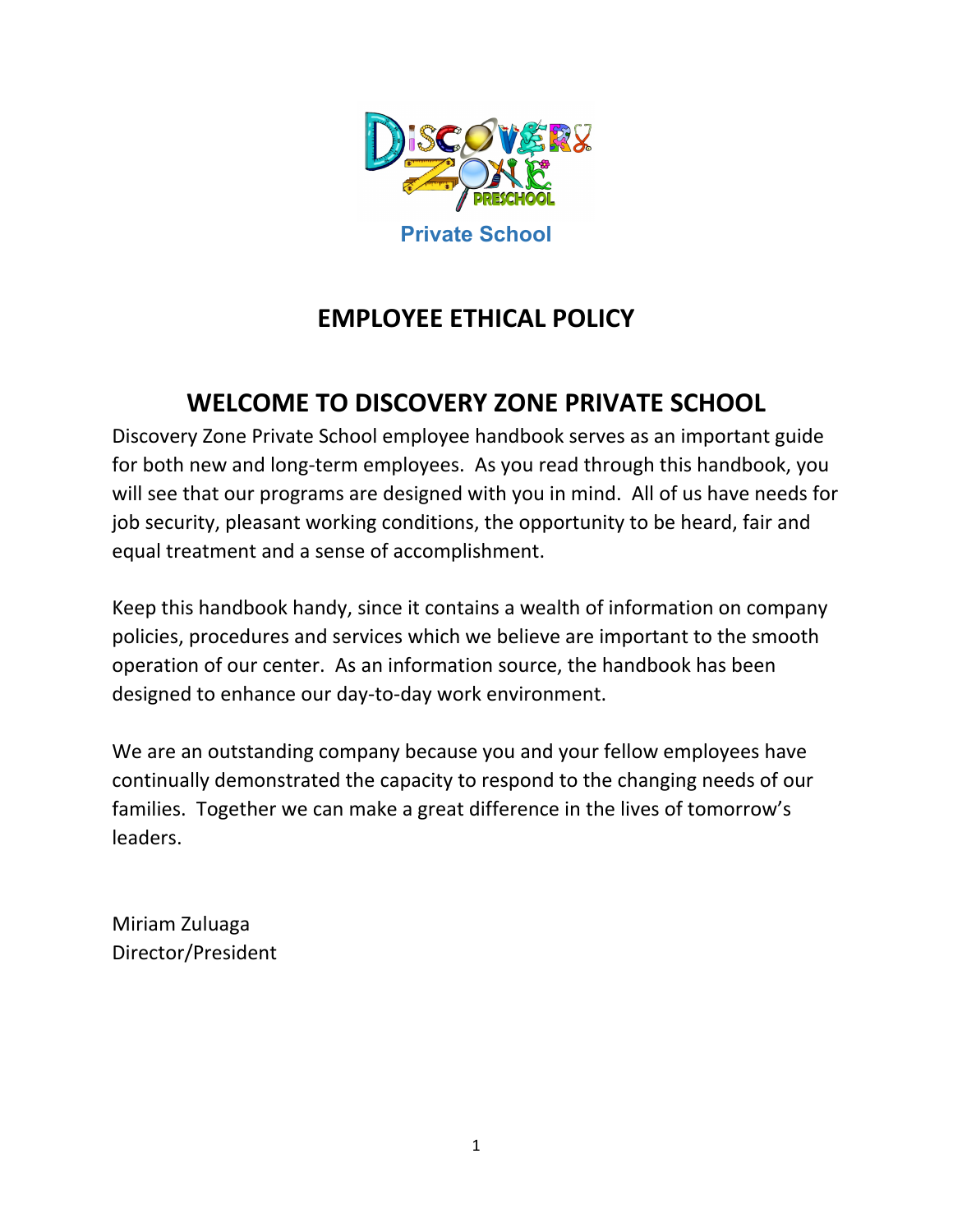Private School

# EMPLOYEE ETHICAL POLICY

## WELCOME TO DISCOVERY ZONE PRIVATE SCHOOL

Discovery Zone Private School employee handbook serves as an important guide for both new and long-term employees. As you read through this handbook, you will see that our programs are designed with you in mind. All of us have needs for job security, pleasant working conditions, the opportunity to be heard, fair and equal treatment and a sense of accomplishment.

Keep this handbook handy, since it contains a wealth of information on company policies, procedures and services which we believe are important to the smooth operation of our center. As an information source, the handbook has been designed to enhance our day-to-day work environment.

We are an outstanding company because you and your fellow employees have continually demonstrated the capacity to respond to the changing needs of our families. Together we can make a great difference in the lives of tomorrow's leaders.

Miriam Zuluaga
Director/President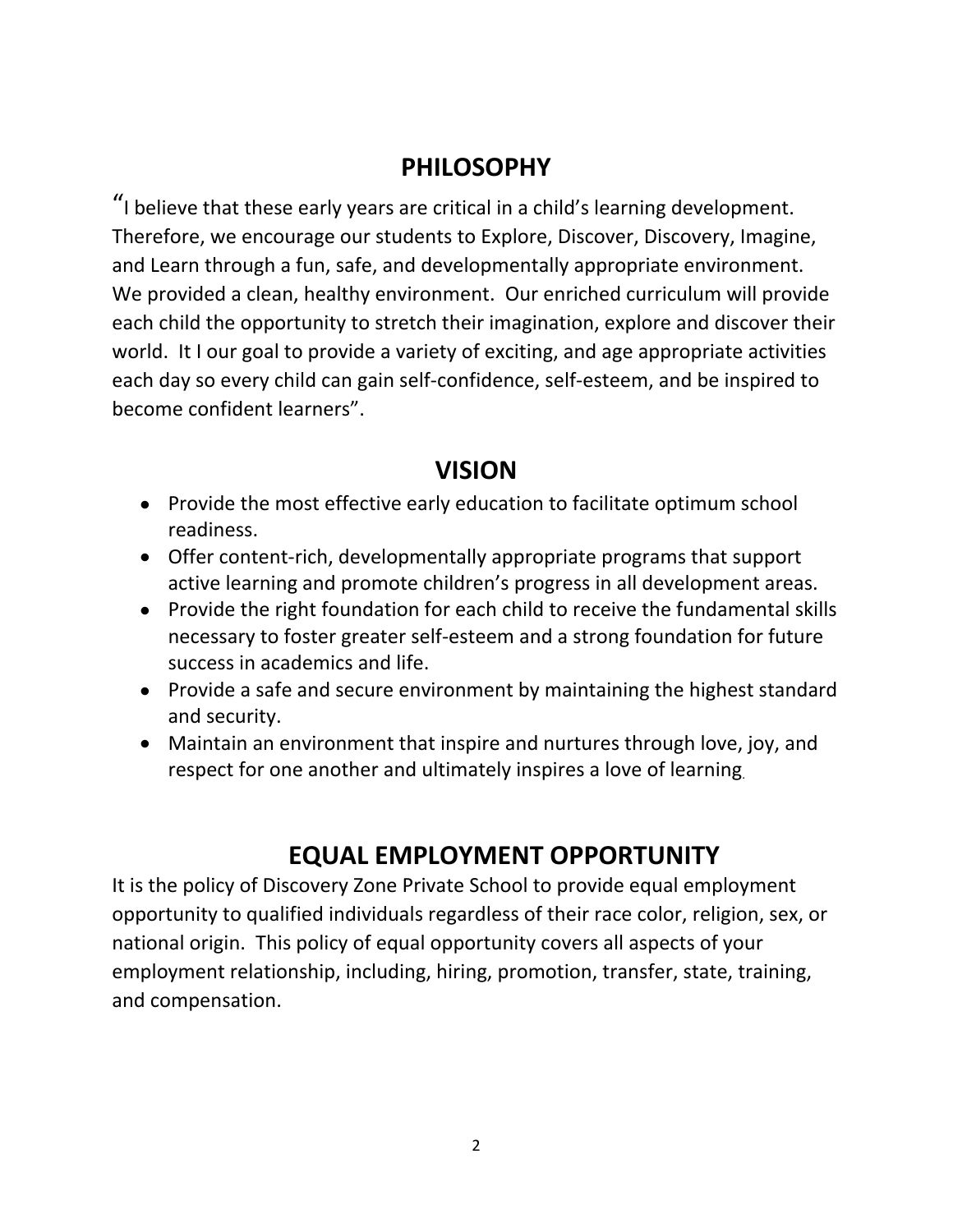## PHILOSOPHY

"I believe that these early years are critical in a child's learning development. Therefore, we encourage our students to Explore, Discover, Discovery, Imagine, and Learn through a fun, safe, and developmentally appropriate environment. We provided a clean, healthy environment. Our enriched curriculum will provide each child the opportunity to stretch their imagination, explore and discover their world. It I our goal to provide a variety of exciting, and age appropriate activities each day so every child can gain self-confidence, self-esteem, and be inspired to become confident learners".

## VISION

- Provide the most effective early education to facilitate optimum school readiness.
- Offer content-rich, developmentally appropriate programs that support active learning and promote children's progress in all development areas.
- Provide the right foundation for each child to receive the fundamental skills necessary to foster greater self-esteem and a strong foundation for future success in academics and life.
- Provide a safe and secure environment by maintaining the highest standard and security.
- Maintain an environment that inspire and nurtures through love, joy, and respect for one another and ultimately inspires a love of learning.

## EQUAL EMPLOYMENT OPPORTUNITY

It is the policy of Discovery Zone Private School to provide equal employment opportunity to qualified individuals regardless of their race color, religion, sex, or national origin. This policy of equal opportunity covers all aspects of your employment relationship, including, hiring, promotion, transfer, state, training, and compensation.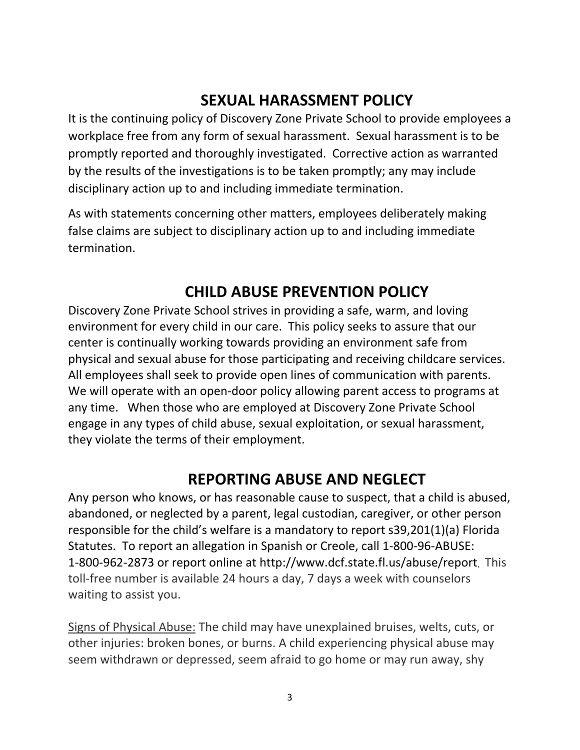## SEXUAL HARASSMENT POLICY

It is the continuing policy of Discovery Zone Private School to provide employees a workplace free from any form of sexual harassment. Sexual harassment is to be promptly reported and thoroughly investigated. Corrective action as warranted by the results of the investigations is to be taken promptly; any may include disciplinary action up to and including immediate termination.

As with statements concerning other matters, employees deliberately making false claims are subject to disciplinary action up to and including immediate termination.

## CHILD ABUSE PREVENTION POLICY

Discovery Zone Private School strives in providing a safe, warm, and loving environment for every child in our care. This policy seeks to assure that our center is continually working towards providing an environment safe from physical and sexual abuse for those participating and receiving childcare services. All employees shall seek to provide open lines of communication with parents. We will operate with an open-door policy allowing parent access to programs at any time. When those who are employed at Discovery Zone Private School engage in any types of child abuse, sexual exploitation, or sexual harassment, they violate the terms of their employment.

## REPORTING ABUSE AND NEGLECT

Any person who knows, or has reasonable cause to suspect, that a child is abused, abandoned, or neglected by a parent, legal custodian, caregiver, or other person responsible for the child's welfare is a mandatory to report s39,201(1)(a) Florida Statutes. To report an allegation in Spanish or Creole, call 1-800-96-ABUSE: 1-800-962-2873 or report online at http://www.dcf.state.fl.us/abuse/report. This toll-free number is available 24 hours a day, 7 days a week with counselors waiting to assist you.

<u>Signs of Physical Abuse:</u> The child may have unexplained bruises, welts, cuts, or other injuries: broken bones, or burns. A child experiencing physical abuse may seem withdrawn or depressed, seem afraid to go home or may run away, shy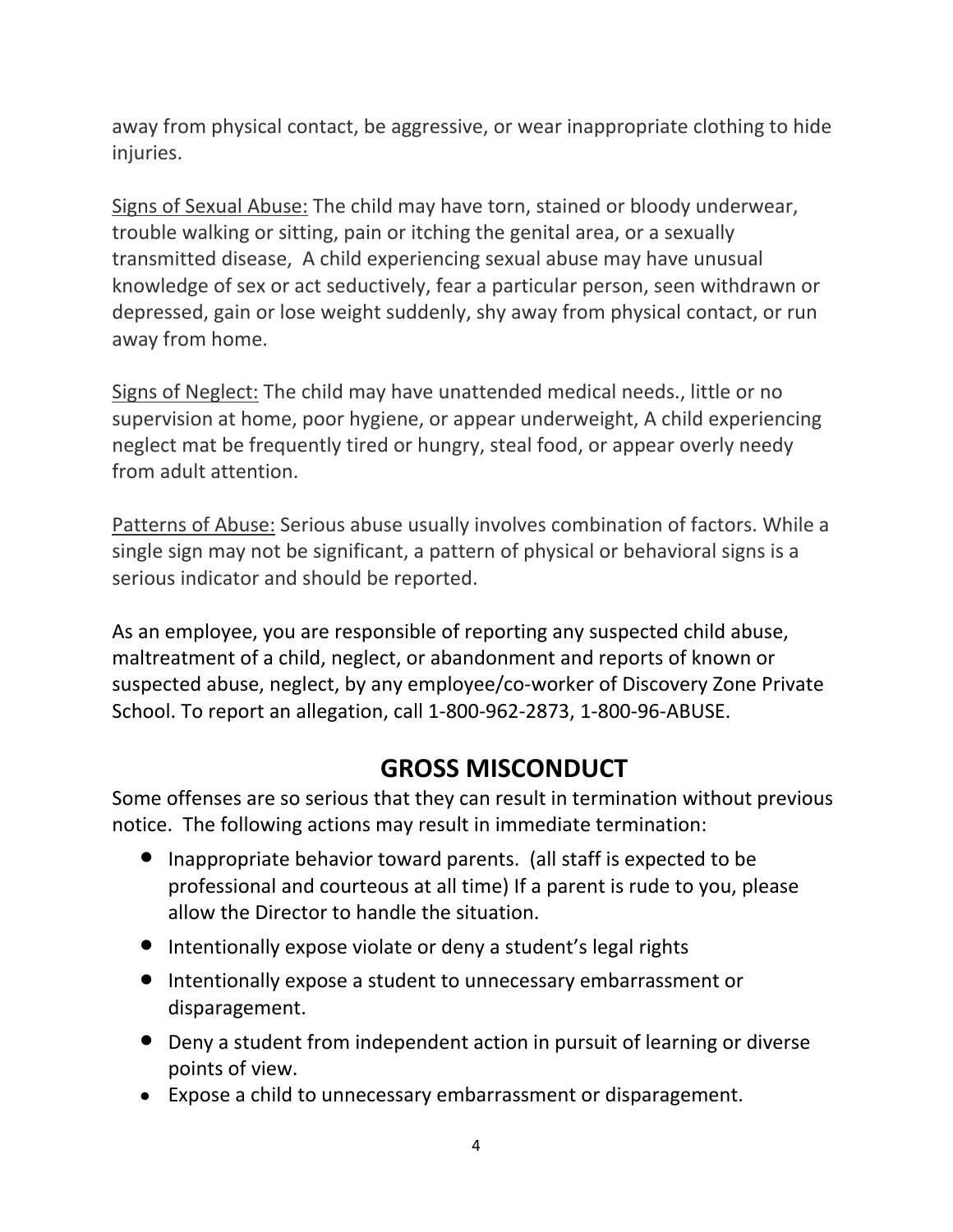away from physical contact, be aggressive, or wear inappropriate clothing to hide injuries.

<u>Signs of Sexual Abuse:</u> The child may have torn, stained or bloody underwear, trouble walking or sitting, pain or itching the genital area, or a sexually transmitted disease,  A child experiencing sexual abuse may have unusual knowledge of sex or act seductively, fear a particular person, seen withdrawn or depressed, gain or lose weight suddenly, shy away from physical contact, or run away from home.

<u>Signs of Neglect:</u> The child may have unattended medical needs., little or no supervision at home, poor hygiene, or appear underweight, A child experiencing neglect mat be frequently tired or hungry, steal food, or appear overly needy from adult attention.

<u>Patterns of Abuse:</u> Serious abuse usually involves combination of factors. While a single sign may not be significant, a pattern of physical or behavioral signs is a serious indicator and should be reported.

As an employee, you are responsible of reporting any suspected child abuse, maltreatment of a child, neglect, or abandonment and reports of known or suspected abuse, neglect, by any employee/co-worker of Discovery Zone Private School. To report an allegation, call 1-800-962-2873, 1-800-96-ABUSE.

## GROSS MISCONDUCT

Some offenses are so serious that they can result in termination without previous notice.  The following actions may result in immediate termination:

- Inappropriate behavior toward parents.  (all staff is expected to be professional and courteous at all time) If a parent is rude to you, please allow the Director to handle the situation.
- Intentionally expose violate or deny a student's legal rights
- Intentionally expose a student to unnecessary embarrassment or disparagement.
- Deny a student from independent action in pursuit of learning or diverse points of view.
- Expose a child to unnecessary embarrassment or disparagement.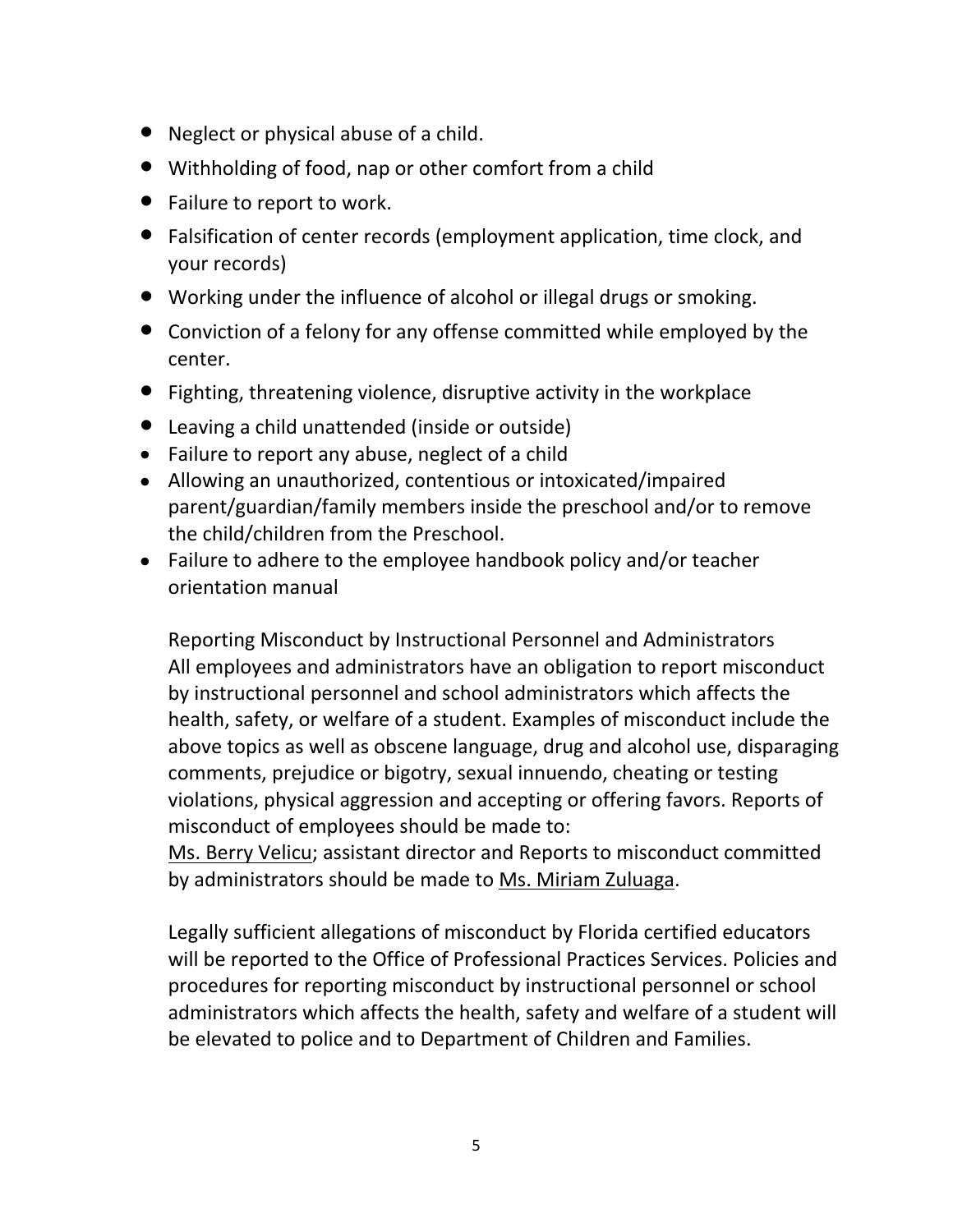- Neglect or physical abuse of a child.
- Withholding of food, nap or other comfort from a child
- Failure to report to work.
- Falsification of center records (employment application, time clock, and your records)
- Working under the influence of alcohol or illegal drugs or smoking.
- Conviction of a felony for any offense committed while employed by the center.
- Fighting, threatening violence, disruptive activity in the workplace
- Leaving a child unattended (inside or outside)
- Failure to report any abuse, neglect of a child
- Allowing an unauthorized, contentious or intoxicated/impaired parent/guardian/family members inside the preschool and/or to remove the child/children from the Preschool.
- Failure to adhere to the employee handbook policy and/or teacher orientation manual

Reporting Misconduct by Instructional Personnel and Administrators
All employees and administrators have an obligation to report misconduct by instructional personnel and school administrators which affects the health, safety, or welfare of a student. Examples of misconduct include the above topics as well as obscene language, drug and alcohol use, disparaging comments, prejudice or bigotry, sexual innuendo, cheating or testing violations, physical aggression and accepting or offering favors. Reports of misconduct of employees should be made to:
Ms. Berry Velicu; assistant director and Reports to misconduct committed by administrators should be made to Ms. Miriam Zuluaga.

Legally sufficient allegations of misconduct by Florida certified educators will be reported to the Office of Professional Practices Services. Policies and procedures for reporting misconduct by instructional personnel or school administrators which affects the health, safety and welfare of a student will be elevated to police and to Department of Children and Families.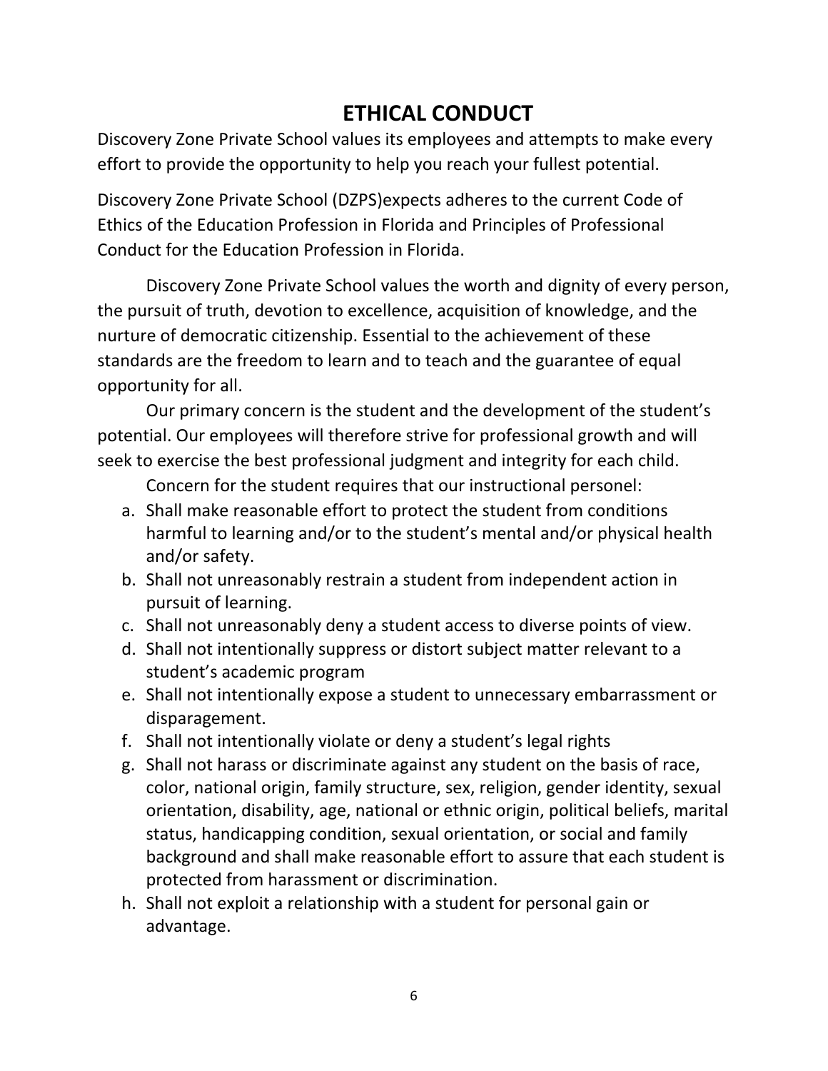# ETHICAL CONDUCT

Discovery Zone Private School values its employees and attempts to make every effort to provide the opportunity to help you reach your fullest potential.

Discovery Zone Private School (DZPS)expects adheres to the current Code of Ethics of the Education Profession in Florida and Principles of Professional Conduct for the Education Profession in Florida.

Discovery Zone Private School values the worth and dignity of every person, the pursuit of truth, devotion to excellence, acquisition of knowledge, and the nurture of democratic citizenship. Essential to the achievement of these standards are the freedom to learn and to teach and the guarantee of equal opportunity for all.

Our primary concern is the student and the development of the student's potential. Our employees will therefore strive for professional growth and will seek to exercise the best professional judgment and integrity for each child.

Concern for the student requires that our instructional personel:

a. Shall make reasonable effort to protect the student from conditions harmful to learning and/or to the student's mental and/or physical health and/or safety.
b. Shall not unreasonably restrain a student from independent action in pursuit of learning.
c. Shall not unreasonably deny a student access to diverse points of view.
d. Shall not intentionally suppress or distort subject matter relevant to a student's academic program
e. Shall not intentionally expose a student to unnecessary embarrassment or disparagement.
f. Shall not intentionally violate or deny a student's legal rights
g. Shall not harass or discriminate against any student on the basis of race, color, national origin, family structure, sex, religion, gender identity, sexual orientation, disability, age, national or ethnic origin, political beliefs, marital status, handicapping condition, sexual orientation, or social and family background and shall make reasonable effort to assure that each student is protected from harassment or discrimination.
h. Shall not exploit a relationship with a student for personal gain or advantage.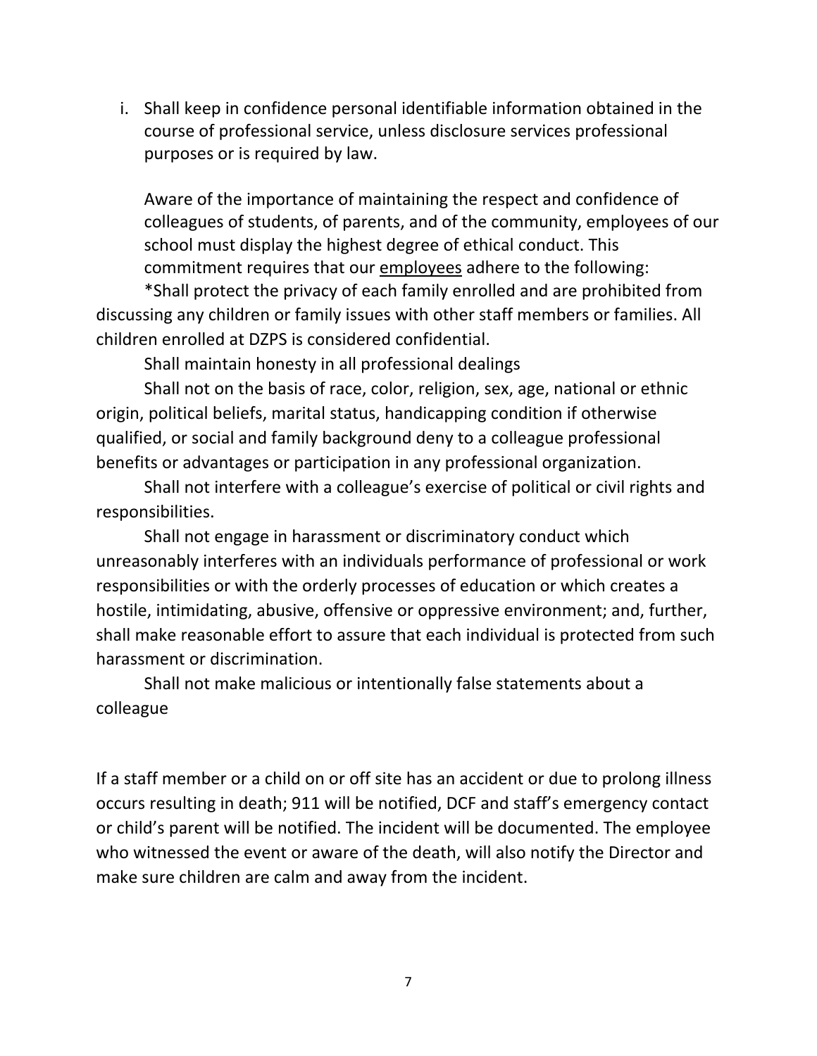i. Shall keep in confidence personal identifiable information obtained in the course of professional service, unless disclosure services professional purposes or is required by law.

Aware of the importance of maintaining the respect and confidence of colleagues of students, of parents, and of the community, employees of our school must display the highest degree of ethical conduct. This commitment requires that our <u>employees</u> adhere to the following:

*Shall protect the privacy of each family enrolled and are prohibited from discussing any children or family issues with other staff members or families. All children enrolled at DZPS is considered confidential.

Shall maintain honesty in all professional dealings

Shall not on the basis of race, color, religion, sex, age, national or ethnic origin, political beliefs, marital status, handicapping condition if otherwise qualified, or social and family background deny to a colleague professional benefits or advantages or participation in any professional organization.

Shall not interfere with a colleague's exercise of political or civil rights and responsibilities.

Shall not engage in harassment or discriminatory conduct which unreasonably interferes with an individuals performance of professional or work responsibilities or with the orderly processes of education or which creates a hostile, intimidating, abusive, offensive or oppressive environment; and, further, shall make reasonable effort to assure that each individual is protected from such harassment or discrimination.

Shall not make malicious or intentionally false statements about a colleague

If a staff member or a child on or off site has an accident or due to prolong illness occurs resulting in death; 911 will be notified, DCF and staff's emergency contact or child's parent will be notified. The incident will be documented. The employee who witnessed the event or aware of the death, will also notify the Director and make sure children are calm and away from the incident.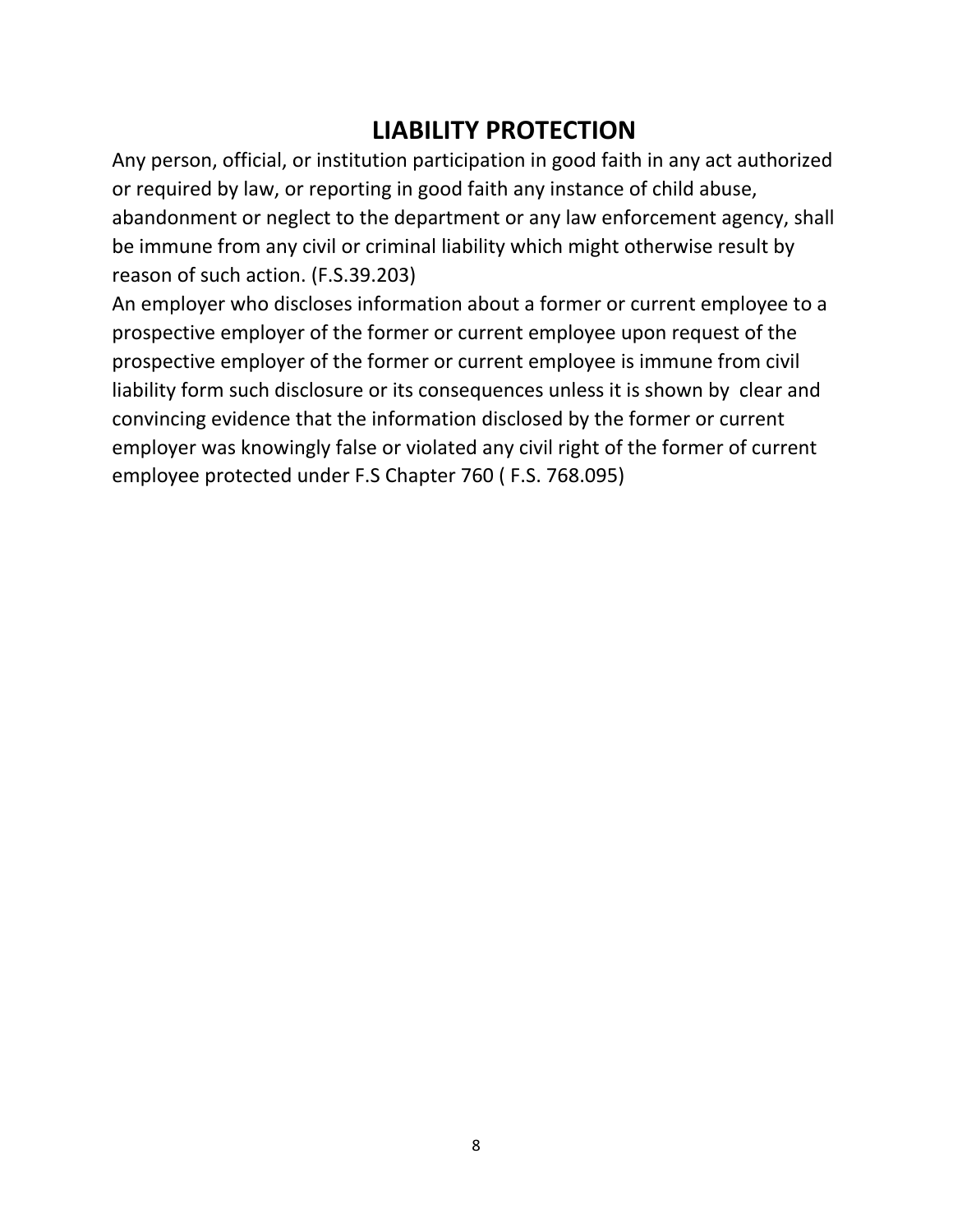# LIABILITY PROTECTION

Any person, official, or institution participation in good faith in any act authorized or required by law, or reporting in good faith any instance of child abuse, abandonment or neglect to the department or any law enforcement agency, shall be immune from any civil or criminal liability which might otherwise result by reason of such action. (F.S.39.203)

An employer who discloses information about a former or current employee to a prospective employer of the former or current employee upon request of the prospective employer of the former or current employee is immune from civil liability form such disclosure or its consequences unless it is shown by clear and convincing evidence that the information disclosed by the former or current employer was knowingly false or violated any civil right of the former of current employee protected under F.S Chapter 760 ( F.S. 768.095)